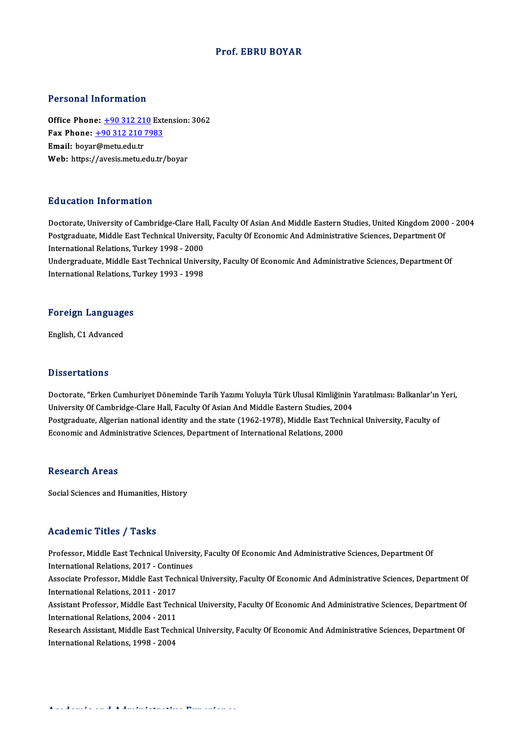# Prof. EBRU BOYAR

## Personal Information

**Office Phone:** +90 312 210 Extension: 3062
**Fax Phone:** +90 312 210 7983
**Email:** boyar@metu.edu.tr
**Web:** https://avesis.metu.edu.tr/boyar

## Education Information

Doctorate, University of Cambridge-Clare Hall, Faculty Of Asian And Middle Eastern Studies, United Kingdom 2000 - 2004
Postgraduate, Middle East Technical University, Faculty Of Economic And Administrative Sciences, Department Of International Relations, Turkey 1998 - 2000
Undergraduate, Middle East Technical University, Faculty Of Economic And Administrative Sciences, Department Of International Relations, Turkey 1993 - 1998

## Foreign Languages

English, C1 Advanced

## Dissertations

Doctorate, "Erken Cumhuriyet Döneminde Tarih Yazımı Yoluyla Türk Ulusal Kimliğinin Yaratılması: Balkanlar'ın Yeri, University Of Cambridge-Clare Hall, Faculty Of Asian And Middle Eastern Studies, 2004
Postgraduate, Algerian national identity and the state (1962-1978), Middle East Technical University, Faculty of Economic and Administrative Sciences, Department of International Relations, 2000

## Research Areas

Social Sciences and Humanities, History

## Academic Titles / Tasks

Professor, Middle East Technical University, Faculty Of Economic And Administrative Sciences, Department Of International Relations, 2017 - Continues
Associate Professor, Middle East Technical University, Faculty Of Economic And Administrative Sciences, Department Of International Relations, 2011 - 2017
Assistant Professor, Middle East Technical University, Faculty Of Economic And Administrative Sciences, Department Of International Relations, 2004 - 2011
Research Assistant, Middle East Technical University, Faculty Of Economic And Administrative Sciences, Department Of International Relations, 1998 - 2004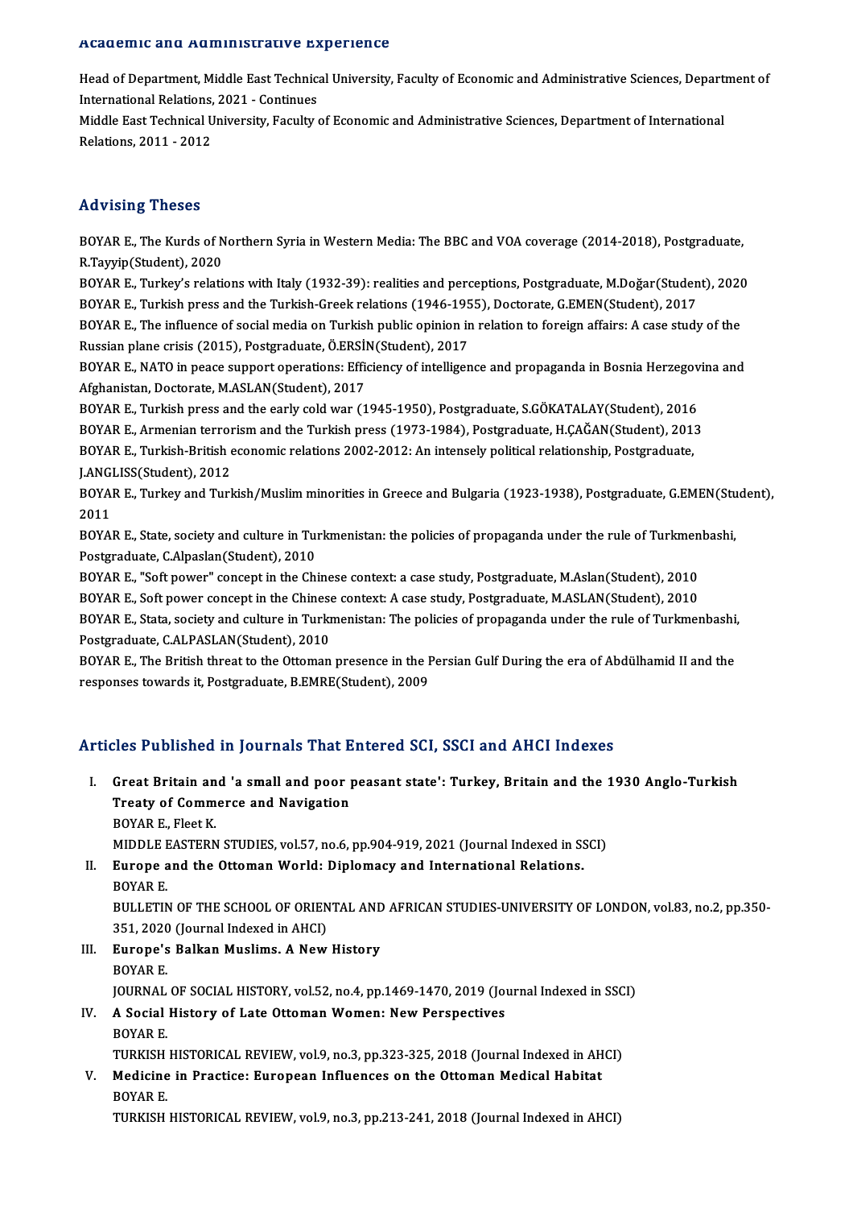## Academic and Administrative Experience

Head of Department, Middle East Technical University, Faculty of Economic and Administrative Sciences, Department of International Relations, 2021 - Continues

Middle East Technical University, Faculty of Economic and Administrative Sciences, Department of International Relations, 2011 - 2012

## Advising Theses

BOYAR E., The Kurds of Northern Syria in Western Media: The BBC and VOA coverage (2014-2018), Postgraduate, R.Tayyip(Student), 2020

BOYAR E., Turkey's relations with Italy (1932-39): realities and perceptions, Postgraduate, M.Doğar(Student), 2020

BOYAR E., Turkish press and the Turkish-Greek relations (1946-1955), Doctorate, G.EMEN(Student), 2017

BOYAR E., The influence of social media on Turkish public opinion in relation to foreign affairs: A case study of the Russian plane crisis (2015), Postgraduate, Ö.ERSİN(Student), 2017

BOYAR E., NATO in peace support operations: Efficiency of intelligence and propaganda in Bosnia Herzegovina and Afghanistan, Doctorate, M.ASLAN(Student), 2017

BOYAR E., Turkish press and the early cold war (1945-1950), Postgraduate, S.GÖKATALAY(Student), 2016

BOYAR E., Armenian terrorism and the Turkish press (1973-1984), Postgraduate, H.ÇAĞAN(Student), 2013

BOYAR E., Turkish-British economic relations 2002-2012: An intensely political relationship, Postgraduate, J.ANGLISS(Student), 2012

BOYAR E., Turkey and Turkish/Muslim minorities in Greece and Bulgaria (1923-1938), Postgraduate, G.EMEN(Student), 2011

BOYAR E., State, society and culture in Turkmenistan: the policies of propaganda under the rule of Turkmenbashi, Postgraduate, C.Alpaslan(Student), 2010

BOYAR E., "Soft power" concept in the Chinese context: a case study, Postgraduate, M.Aslan(Student), 2010

BOYAR E., Soft power concept in the Chinese context: A case study, Postgraduate, M.ASLAN(Student), 2010

BOYAR E., Stata, society and culture in Turkmenistan: The policies of propaganda under the rule of Turkmenbashi, Postgraduate, C.ALPASLAN(Student), 2010

BOYAR E., The British threat to the Ottoman presence in the Persian Gulf During the era of Abdülhamid II and the responses towards it, Postgraduate, B.EMRE(Student), 2009

## Articles Published in Journals That Entered SCI, SSCI and AHCI Indexes

I. **Great Britain and 'a small and poor peasant state': Turkey, Britain and the 1930 Anglo-Turkish Treaty of Commerce and Navigation**
   BOYAR E., Fleet K.
   MIDDLE EASTERN STUDIES, vol.57, no.6, pp.904-919, 2021 (Journal Indexed in SSCI)

II. **Europe and the Ottoman World: Diplomacy and International Relations.**
   BOYAR E.
   BULLETIN OF THE SCHOOL OF ORIENTAL AND AFRICAN STUDIES-UNIVERSITY OF LONDON, vol.83, no.2, pp.350-351, 2020 (Journal Indexed in AHCI)

III. **Europe's Balkan Muslims. A New History**
   BOYAR E.
   JOURNAL OF SOCIAL HISTORY, vol.52, no.4, pp.1469-1470, 2019 (Journal Indexed in SSCI)

IV. **A Social History of Late Ottoman Women: New Perspectives**
   BOYAR E.
   TURKISH HISTORICAL REVIEW, vol.9, no.3, pp.323-325, 2018 (Journal Indexed in AHCI)

V. **Medicine in Practice: European Influences on the Ottoman Medical Habitat**
   BOYAR E.
   TURKISH HISTORICAL REVIEW, vol.9, no.3, pp.213-241, 2018 (Journal Indexed in AHCI)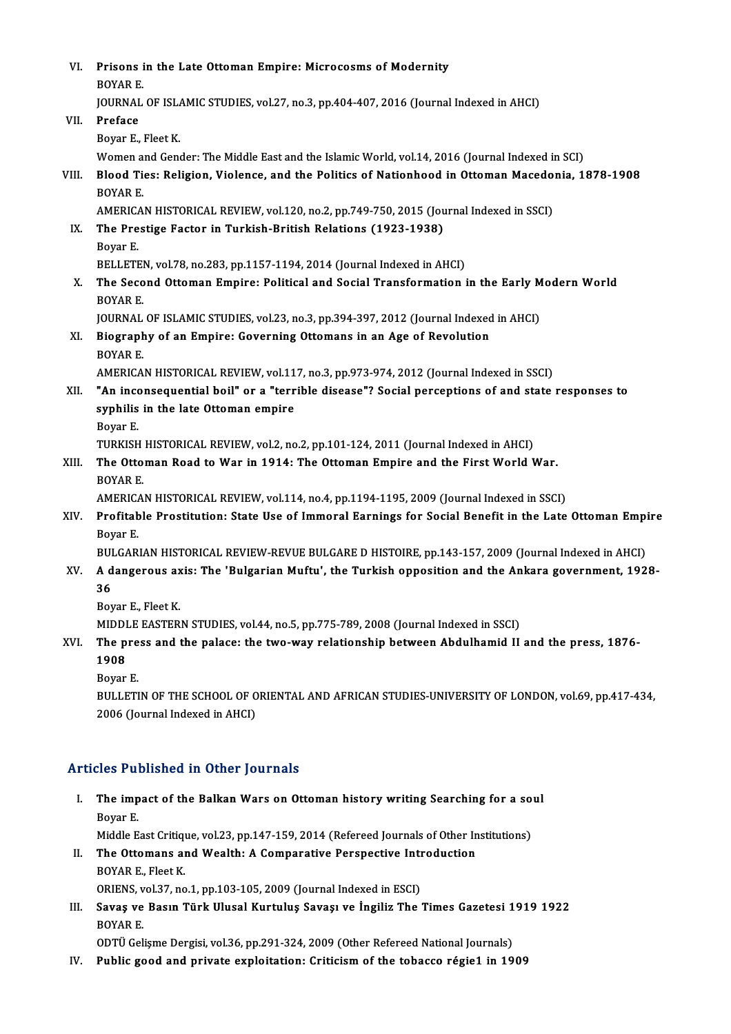VI. **Prisons in the Late Ottoman Empire: Microcosms of Modernity**
BOYAR E.
JOURNAL OF ISLAMIC STUDIES, vol.27, no.3, pp.404-407, 2016 (Journal Indexed in AHCI)

VII. **Preface**
Boyar E., Fleet K.
Women and Gender: The Middle East and the Islamic World, vol.14, 2016 (Journal Indexed in SCI)

VIII. **Blood Ties: Religion, Violence, and the Politics of Nationhood in Ottoman Macedonia, 1878-1908**
BOYAR E.
AMERICAN HISTORICAL REVIEW, vol.120, no.2, pp.749-750, 2015 (Journal Indexed in SSCI)

IX. **The Prestige Factor in Turkish-British Relations (1923-1938)**
Boyar E.
BELLETEN, vol.78, no.283, pp.1157-1194, 2014 (Journal Indexed in AHCI)

X. **The Second Ottoman Empire: Political and Social Transformation in the Early Modern World**
BOYAR E.
JOURNAL OF ISLAMIC STUDIES, vol.23, no.3, pp.394-397, 2012 (Journal Indexed in AHCI)

XI. **Biography of an Empire: Governing Ottomans in an Age of Revolution**
BOYAR E.
AMERICAN HISTORICAL REVIEW, vol.117, no.3, pp.973-974, 2012 (Journal Indexed in SSCI)

XII. **"An inconsequential boil" or a "terrible disease"? Social perceptions of and state responses to syphilis in the late Ottoman empire**
Boyar E.
TURKISH HISTORICAL REVIEW, vol.2, no.2, pp.101-124, 2011 (Journal Indexed in AHCI)

XIII. **The Ottoman Road to War in 1914: The Ottoman Empire and the First World War.**
BOYAR E.
AMERICAN HISTORICAL REVIEW, vol.114, no.4, pp.1194-1195, 2009 (Journal Indexed in SSCI)

XIV. **Profitable Prostitution: State Use of Immoral Earnings for Social Benefit in the Late Ottoman Empire**
Boyar E.
BULGARIAN HISTORICAL REVIEW-REVUE BULGARE D HISTOIRE, pp.143-157, 2009 (Journal Indexed in AHCI)

XV. **A dangerous axis: The 'Bulgarian Muftu', the Turkish opposition and the Ankara government, 1928-36**
Boyar E., Fleet K.
MIDDLE EASTERN STUDIES, vol.44, no.5, pp.775-789, 2008 (Journal Indexed in SSCI)

XVI. **The press and the palace: the two-way relationship between Abdulhamid II and the press, 1876-1908**
Boyar E.
BULLETIN OF THE SCHOOL OF ORIENTAL AND AFRICAN STUDIES-UNIVERSITY OF LONDON, vol.69, pp.417-434, 2006 (Journal Indexed in AHCI)

## Articles Published in Other Journals

I. **The impact of the Balkan Wars on Ottoman history writing Searching for a soul**
Boyar E.
Middle East Critique, vol.23, pp.147-159, 2014 (Refereed Journals of Other Institutions)

II. **The Ottomans and Wealth: A Comparative Perspective Introduction**
BOYAR E., Fleet K.
ORIENS, vol.37, no.1, pp.103-105, 2009 (Journal Indexed in ESCI)

III. **Savaş ve Basın Türk Ulusal Kurtuluş Savaşı ve İngiliz The Times Gazetesi 1919 1922**
BOYAR E.
ODTÜ Gelişme Dergisi, vol.36, pp.291-324, 2009 (Other Refereed National Journals)

IV. **Public good and private exploitation: Criticism of the tobacco régie1 in 1909**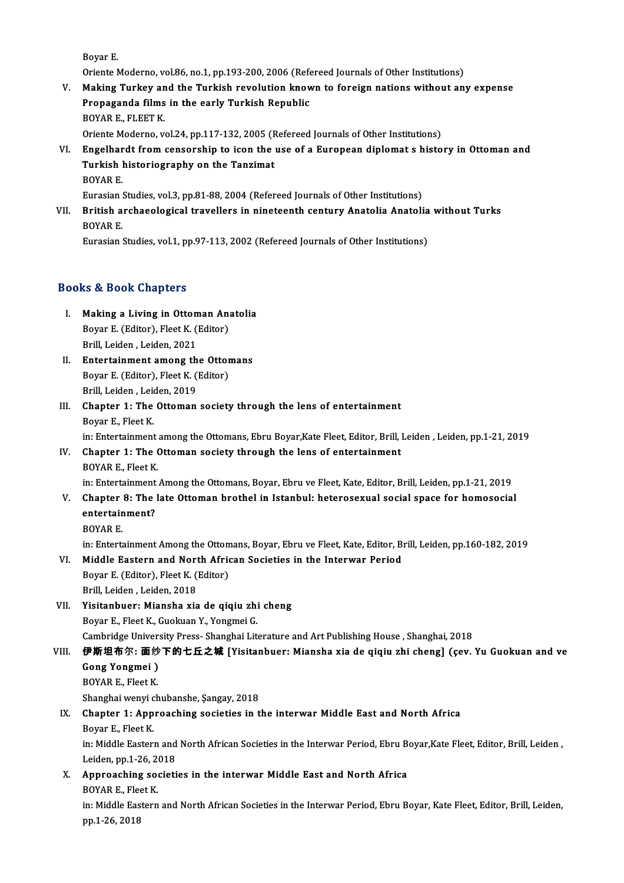Boyar E.

Oriente Moderno, vol.86, no.1, pp.193-200, 2006 (Refereed Journals of Other Institutions)

V. **Making Turkey and the Turkish revolution known to foreign nations without any expense Propaganda films in the early Turkish Republic**
BOYAR E., FLEET K.
Oriente Moderno, vol.24, pp.117-132, 2005 (Refereed Journals of Other Institutions)

VI. **Engelhardt from censorship to icon the use of a European diplomat s history in Ottoman and Turkish historiography on the Tanzimat**
BOYAR E.
Eurasian Studies, vol.3, pp.81-88, 2004 (Refereed Journals of Other Institutions)

VII. **British archaeological travellers in nineteenth century Anatolia Anatolia without Turks**
BOYAR E.
Eurasian Studies, vol.1, pp.97-113, 2002 (Refereed Journals of Other Institutions)

## Books & Book Chapters

I. **Making a Living in Ottoman Anatolia**
Boyar E. (Editor), Fleet K. (Editor)
Brill, Leiden , Leiden, 2021

II. **Entertainment among the Ottomans**
Boyar E. (Editor), Fleet K. (Editor)
Brill, Leiden , Leiden, 2019

III. **Chapter 1: The Ottoman society through the lens of entertainment**
Boyar E., Fleet K.
in: Entertainment among the Ottomans, Ebru Boyar,Kate Fleet, Editor, Brill, Leiden , Leiden, pp.1-21, 2019

IV. **Chapter 1: The Ottoman society through the lens of entertainment**
BOYAR E., Fleet K.
in: Entertainment Among the Ottomans, Boyar, Ebru ve Fleet, Kate, Editor, Brill, Leiden, pp.1-21, 2019

V. **Chapter 8: The late Ottoman brothel in Istanbul: heterosexual social space for homosocial entertainment?**
BOYAR E.
in: Entertainment Among the Ottomans, Boyar, Ebru ve Fleet, Kate, Editor, Brill, Leiden, pp.160-182, 2019

VI. **Middle Eastern and North African Societies in the Interwar Period**
Boyar E. (Editor), Fleet K. (Editor)
Brill, Leiden , Leiden, 2018

VII. **Yisitanbuer: Miansha xia de qiqiu zhi cheng**
Boyar E., Fleet K., Guokuan Y., Yongmei G.
Cambridge University Press- Shanghai Literature and Art Publishing House , Shanghai, 2018

VIII. **伊斯坦布尔: 面纱下的七丘之城 [Yisitanbuer: Miansha xia de qiqiu zhi cheng] (çev. Yu Guokuan and ve Gong Yongmei )**
BOYAR E., Fleet K.
Shanghai wenyi chubanshe, Şangay, 2018

IX. **Chapter 1: Approaching societies in the interwar Middle East and North Africa**
Boyar E., Fleet K.
in: Middle Eastern and North African Societies in the Interwar Period, Ebru Boyar,Kate Fleet, Editor, Brill, Leiden , Leiden, pp.1-26, 2018

X. **Approaching societies in the interwar Middle East and North Africa**
BOYAR E., Fleet K.
in: Middle Eastern and North African Societies in the Interwar Period, Ebru Boyar, Kate Fleet, Editor, Brill, Leiden, pp.1-26, 2018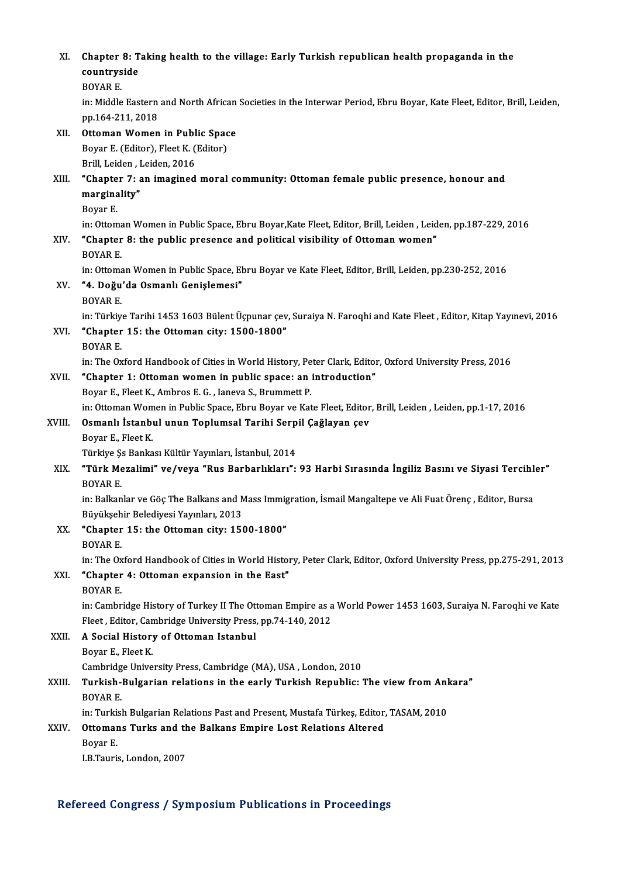XI. **Chapter 8: Taking health to the village: Early Turkish republican health propaganda in the countryside**
BOYAR E.
in: Middle Eastern and North African Societies in the Interwar Period, Ebru Boyar, Kate Fleet, Editor, Brill, Leiden, pp.164-211, 2018

XII. **Ottoman Women in Public Space**
Boyar E. (Editor), Fleet K. (Editor)
Brill, Leiden , Leiden, 2016

XIII. **"Chapter 7: an imagined moral community: Ottoman female public presence, honour and marginality"**
Boyar E.
in: Ottoman Women in Public Space, Ebru Boyar,Kate Fleet, Editor, Brill, Leiden , Leiden, pp.187-229, 2016

XIV. **"Chapter 8: the public presence and political visibility of Ottoman women"**
BOYAR E.
in: Ottoman Women in Public Space, Ebru Boyar ve Kate Fleet, Editor, Brill, Leiden, pp.230-252, 2016

XV. **"4. Doğu'da Osmanlı Genişlemesi"**
BOYAR E.
in: Türkiye Tarihi 1453 1603 Bülent Üçpunar çev, Suraiya N. Faroqhi and Kate Fleet , Editor, Kitap Yayınevi, 2016

XVI. **"Chapter 15: the Ottoman city: 1500-1800"**
BOYAR E.
in: The Oxford Handbook of Cities in World History, Peter Clark, Editor, Oxford University Press, 2016

XVII. **"Chapter 1: Ottoman women in public space: an introduction"**
Boyar E., Fleet K., Ambros E. G. , Ianeva S., Brummett P.
in: Ottoman Women in Public Space, Ebru Boyar ve Kate Fleet, Editor, Brill, Leiden , Leiden, pp.1-17, 2016

XVIII. **Osmanlı İstanbul unun Toplumsal Tarihi Serpil Çağlayan çev**
Boyar E., Fleet K.
Türkiye Şs Bankası Kültür Yayınları, İstanbul, 2014

XIX. **"Türk Mezalimi" ve/veya "Rus Barbarlıkları": 93 Harbi Sırasında İngiliz Basını ve Siyasi Tercihler"**
BOYAR E.
in: Balkanlar ve Göç The Balkans and Mass Immigration, İsmail Mangaltepe ve Ali Fuat Örenç , Editor, Bursa Büyükşehir Belediyesi Yayınları, 2013

XX. **"Chapter 15: the Ottoman city: 1500-1800"**
BOYAR E.
in: The Oxford Handbook of Cities in World History, Peter Clark, Editor, Oxford University Press, pp.275-291, 2013

XXI. **"Chapter 4: Ottoman expansion in the East"**
BOYAR E.
in: Cambridge History of Turkey II The Ottoman Empire as a World Power 1453 1603, Suraiya N. Faroqhi ve Kate Fleet , Editor, Cambridge University Press, pp.74-140, 2012

XXII. **A Social History of Ottoman Istanbul**
Boyar E., Fleet K.
Cambridge University Press, Cambridge (MA), USA , London, 2010

XXIII. **Turkish-Bulgarian relations in the early Turkish Republic: The view from Ankara"**
BOYAR E.
in: Turkish Bulgarian Relations Past and Present, Mustafa Türkeş, Editor, TASAM, 2010

XXIV. **Ottomans Turks and the Balkans Empire Lost Relations Altered**
Boyar E.
I.B.Tauris, London, 2007

## Refereed Congress / Symposium Publications in Proceedings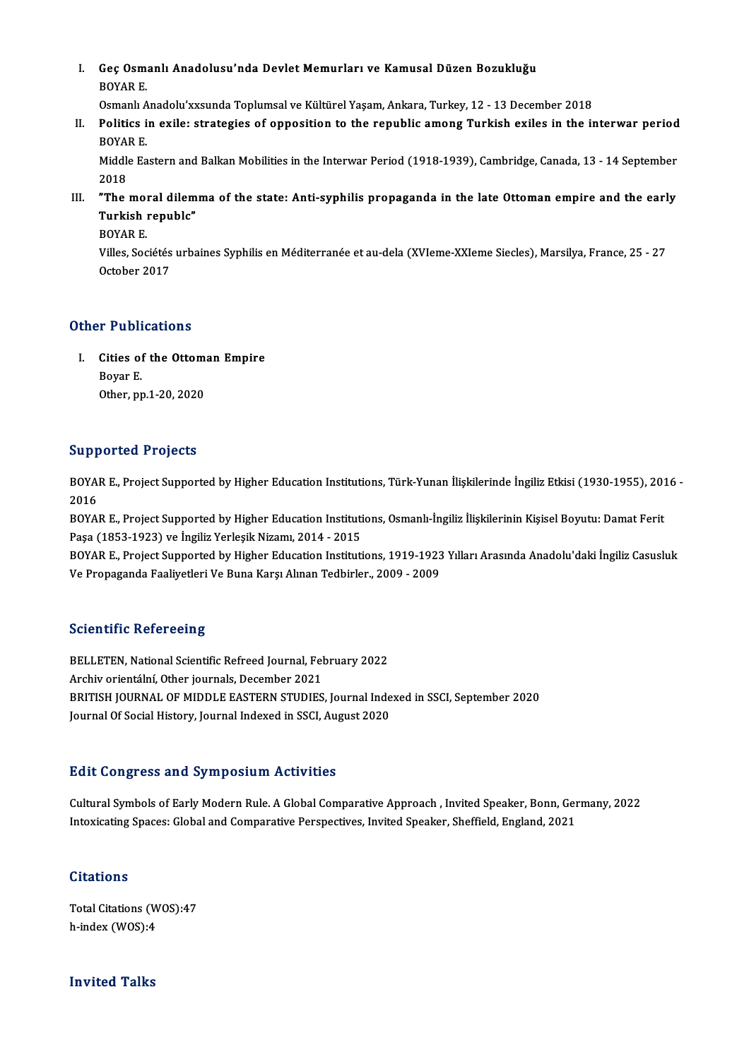III. **Geç Osmanlı Anadolusu'nda Devlet Memurları ve Kamusal Düzen Bozukluğu**
BOYAR E.
Osmanlı Anadolu'xxsunda Toplumsal ve Kültürel Yaşam, Ankara, Turkey, 12 - 13 December 2018

II. **Politics in exile: strategies of opposition to the republic among Turkish exiles in the interwar period**
BOYAR E.
Middle Eastern and Balkan Mobilities in the Interwar Period (1918-1939), Cambridge, Canada, 13 - 14 September 2018

III. **"The moral dilemma of the state: Anti-syphilis propaganda in the late Ottoman empire and the early Turkish republc"**
BOYAR E.
Villes, Sociétés urbaines Syphilis en Méditerranée et au-dela (XVIeme-XXIeme Siecles), Marsilya, France, 25 - 27 October 2017

## Other Publications

I. **Cities of the Ottoman Empire**
Boyar E.
Other, pp.1-20, 2020

## Supported Projects

BOYAR E., Project Supported by Higher Education Institutions, Türk-Yunan İlişkilerinde İngiliz Etkisi (1930-1955), 2016 - 2016

BOYAR E., Project Supported by Higher Education Institutions, Osmanlı-İngiliz İlişkilerinin Kişisel Boyutu: Damat Ferit Paşa (1853-1923) ve İngiliz Yerleşik Nizamı, 2014 - 2015

BOYAR E., Project Supported by Higher Education Institutions, 1919-1923 Yılları Arasında Anadolu'daki İngiliz Casusluk Ve Propaganda Faaliyetleri Ve Buna Karşı Alınan Tedbirler., 2009 - 2009

## Scientific Refereeing

BELLETEN, National Scientific Refreed Journal, February 2022
Archiv orientální, Other journals, December 2021
BRITISH JOURNAL OF MIDDLE EASTERN STUDIES, Journal Indexed in SSCI, September 2020
Journal Of Social History, Journal Indexed in SSCI, August 2020

## Edit Congress and Symposium Activities

Cultural Symbols of Early Modern Rule. A Global Comparative Approach , Invited Speaker, Bonn, Germany, 2022
Intoxicating Spaces: Global and Comparative Perspectives, Invited Speaker, Sheffield, England, 2021

## Citations

Total Citations (WOS):47
h-index (WOS):4

## Invited Talks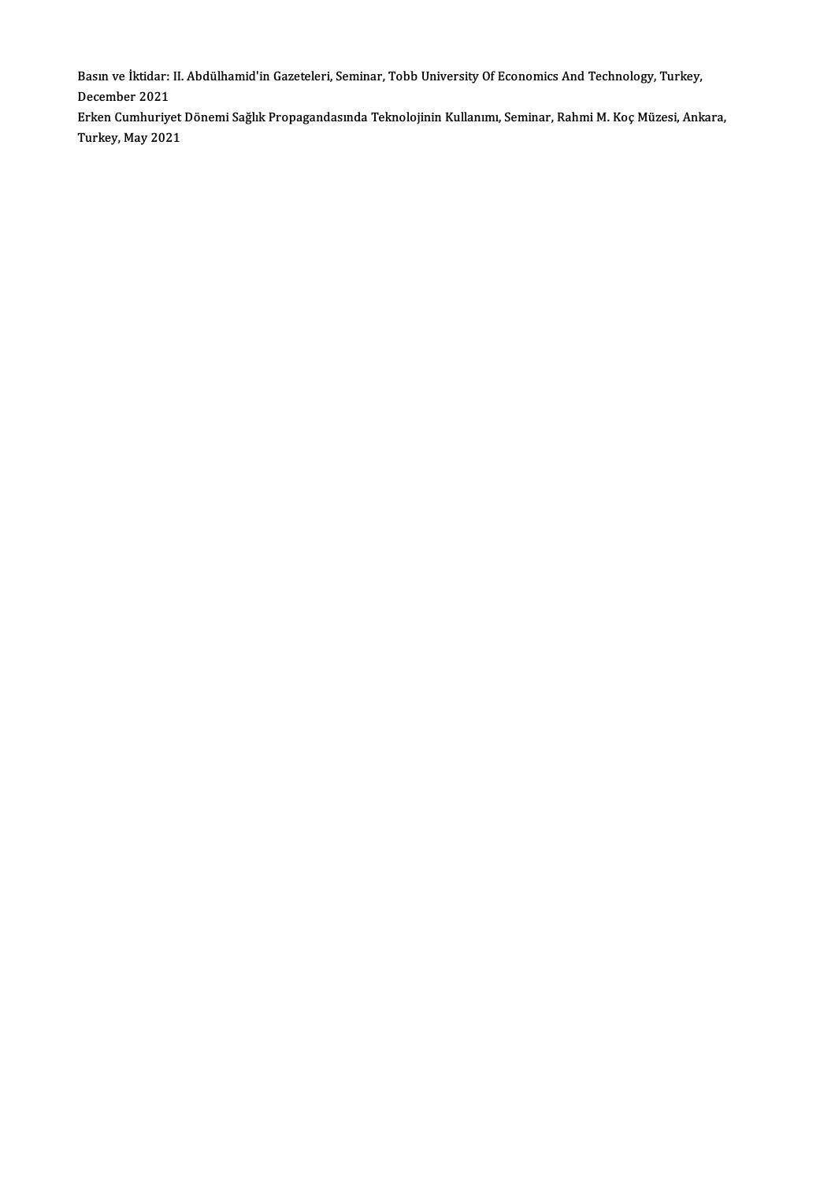Basın ve İktidar: II. Abdülhamid'in Gazeteleri, Seminar, Tobb University Of Economics And Technology, Turkey, December 2021

Erken Cumhuriyet Dönemi Sağlık Propagandasında Teknolojinin Kullanımı, Seminar, Rahmi M. Koç Müzesi, Ankara, Turkey, May 2021